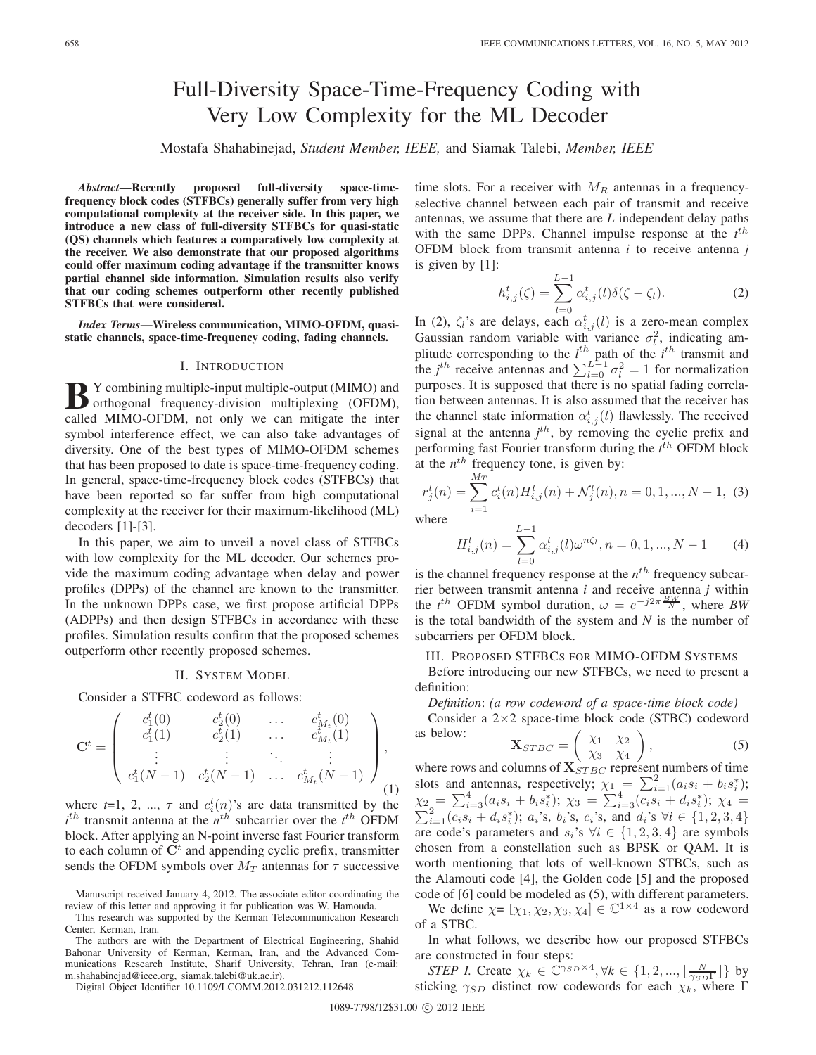# Full-Diversity Space-Time-Frequency Coding with Very Low Complexity for the ML Decoder

Mostafa Shahabinejad, *Student Member, IEEE,* and Siamak Talebi, *Member, IEEE*

***Abstract*—Recently proposed full-diversity space-time-frequency block codes (STFBCs) generally suffer from very high computational complexity at the receiver side. In this paper, we introduce a new class of full-diversity STFBCs for quasi-static (QS) channels which features a comparatively low complexity at the receiver. We also demonstrate that our proposed algorithms could offer maximum coding advantage if the transmitter knows partial channel side information. Simulation results also verify that our coding schemes outperform other recently published STFBCs that were considered.**

***Index Terms*—Wireless communication, MIMO-OFDM, quasi-static channels, space-time-frequency coding, fading channels.**

## I. Introduction

By combining multiple-input multiple-output (MIMO) and orthogonal frequency-division multiplexing (OFDM), called MIMO-OFDM, not only we can mitigate the inter symbol interference effect, we can also take advantages of diversity. One of the best types of MIMO-OFDM schemes that has been proposed to date is space-time-frequency coding. In general, space-time-frequency block codes (STFBCs) that have been reported so far suffer from high computational complexity at the receiver for their maximum-likelihood (ML) decoders [1]-[3].

In this paper, we aim to unveil a novel class of STFBCs with low complexity for the ML decoder. Our schemes provide the maximum coding advantage when delay and power profiles (DPPs) of the channel are known to the transmitter. In the unknown DPPs case, we first propose artificial DPPs (ADPPs) and then design STFBCs in accordance with these profiles. Simulation results confirm that the proposed schemes outperform other recently proposed schemes.

## II. System Model

Consider a STFBC codeword as follows:

$$\mathbf{C}^t = \begin{pmatrix} c_1^t(0) & c_2^t(0) & \dots & c_{M_t}^t(0) \\ c_1^t(1) & c_2^t(1) & \dots & c_{M_t}^t(1) \\ \vdots & \vdots & \ddots & \vdots \\ c_1^t(N-1) & c_2^t(N-1) & \dots & c_{M_t}^t(N-1) \end{pmatrix}, \tag{1}$$

where $t$=1, 2, ..., $\tau$ and $c_i^t(n)$'s are data transmitted by the $i^{th}$ transmit antenna at the $n^{th}$ subcarrier over the $t^{th}$ OFDM block. After applying an N-point inverse fast Fourier transform to each column of $\mathbf{C}^t$ and appending cyclic prefix, transmitter sends the OFDM symbols over $M_T$ antennas for $\tau$ successive time slots. For a receiver with $M_R$ antennas in a frequency-selective channel between each pair of transmit and receive antennas, we assume that there are *L* independent delay paths with the same DPPs. Channel impulse response at the $t^{th}$ OFDM block from transmit antenna $i$ to receive antenna $j$ is given by [1]:

$$h_{i,j}^t(\zeta) = \sum_{l=0}^{L-1} \alpha_{i,j}^t(l)\delta(\zeta - \zeta_l). \tag{2}$$

In (2), $\zeta_l$'s are delays, each $\alpha_{i,j}^t(l)$ is a zero-mean complex Gaussian random variable with variance $\sigma_l^2$, indicating amplitude corresponding to the $l^{th}$ path of the $i^{th}$ transmit and the $j^{th}$ receive antennas and $\sum_{l=0}^{L-1}\sigma_l^2 = 1$ for normalization purposes. It is supposed that there is no spatial fading correlation between antennas. It is also assumed that the receiver has the channel state information $\alpha_{i,j}^t(l)$ flawlessly. The received signal at the antenna $j^{th}$, by removing the cyclic prefix and performing fast Fourier transform during the $t^{th}$ OFDM block at the $n^{th}$ frequency tone, is given by:

$$r_j^t(n) = \sum_{i=1}^{M_T} c_i^t(n)H_{i,j}^t(n) + \mathcal{N}_j^t(n), n = 0, 1, ..., N-1, \tag{3}$$

where

$$H_{i,j}^t(n) = \sum_{l=0}^{L-1} \alpha_{i,j}^t(l)\omega^{n\zeta_l}, n = 0, 1, ..., N-1 \tag{4}$$

is the channel frequency response at the $n^{th}$ frequency subcarrier between transmit antenna $i$ and receive antenna $j$ within the $t^{th}$ OFDM symbol duration, $\omega = e^{-j2\pi\frac{BW}{N}}$, where *BW* is the total bandwidth of the system and *N* is the number of subcarriers per OFDM block.

## III. Proposed STFBCs for MIMO-OFDM Systems

Before introducing our new STFBCs, we need to present a definition:

*Definition*: *(a row codeword of a space-time block code)*

Consider a 2×2 space-time block code (STBC) codeword as below:

$$\mathbf{X}_{STBC} = \begin{pmatrix} \chi_1 & \chi_2 \\ \chi_3 & \chi_4 \end{pmatrix}, \tag{5}$$

where rows and columns of $\mathbf{X}_{STBC}$ represent numbers of time slots and antennas, respectively; $\chi_1 = \sum_{i=1}^{2}(a_is_i + b_is_i^*)$; $\chi_2 = \sum_{i=3}^{4}(a_is_i + b_is_i^*)$; $\chi_3 = \sum_{i=3}^{4}(c_is_i + d_is_i^*)$; $\chi_4 = \sum_{i=1}^{2}(c_is_i + d_is_i^*)$; $a_i$'s, $b_i$'s, $c_i$'s, and $d_i$'s $\forall i \in \{1, 2, 3, 4\}$ are code's parameters and $s_i$'s $\forall i \in \{1, 2, 3, 4\}$ are symbols chosen from a constellation such as BPSK or QAM. It is worth mentioning that lots of well-known STBCs, such as the Alamouti code [4], the Golden code [5] and the proposed code of [6] could be modeled as (5), with different parameters.

We define $\chi = [\chi_1, \chi_2, \chi_3, \chi_4] \in \mathbb{C}^{1\times 4}$ as a row codeword of a STBC.

In what follows, we describe how our proposed STFBCs are constructed in four steps:

*STEP I.* Create $\chi_k \in \mathbb{C}^{\gamma_{SD}\times 4}, \forall k \in \{1, 2, ..., \lfloor \frac{N}{\gamma_{SD}\Gamma} \rfloor\}$ by sticking $\gamma_{SD}$ distinct row codewords for each $\chi_k$, where $\Gamma$

---

Manuscript received January 4, 2012. The associate editor coordinating the review of this letter and approving it for publication was W. Hamouda.

This research was supported by the Kerman Telecommunication Research Center, Kerman, Iran.

The authors are with the Department of Electrical Engineering, Shahid Bahonar University of Kerman, Kerman, Iran, and the Advanced Communications Research Institute, Sharif University, Tehran, Iran (e-mail: m.shahabinejad@ieee.org, siamak.talebi@uk.ac.ir).

Digital Object Identifier 10.1109/LCOMM.2012.031212.112648

1089-7798/12$31.00 © 2012 IEEE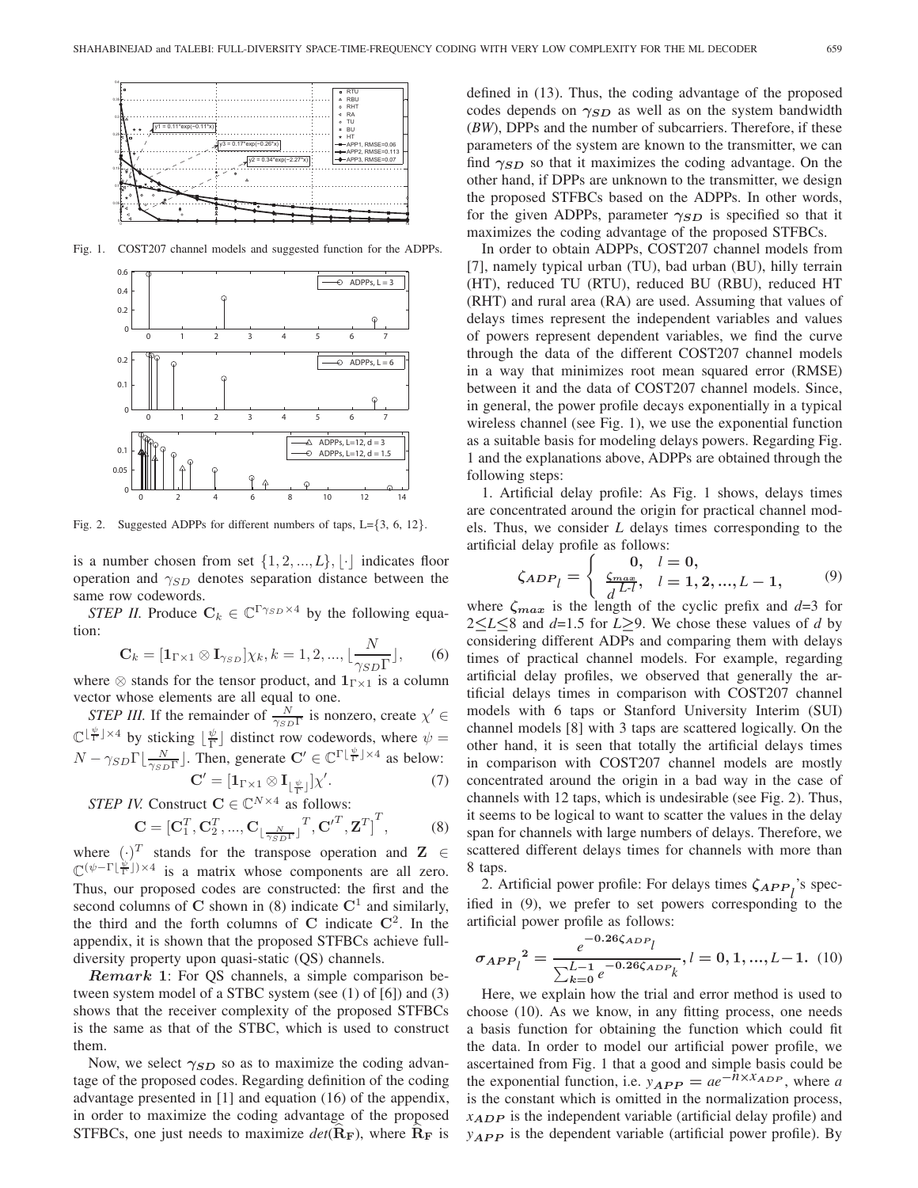Fig. 1. COST207 channel models and suggested function for the ADPPs.

Fig. 2. Suggested ADPPs for different numbers of taps, L={3, 6, 12}.

is a number chosen from set $\{1, 2, ..., L\}$, $\lfloor\cdot\rfloor$ indicates floor operation and $\gamma_{SD}$ denotes separation distance between the same row codewords.

*STEP II.* Produce $\mathbf{C}_k \in \mathbb{C}^{\Gamma\gamma_{SD}\times 4}$ by the following equation:

$$\mathbf{C}_k = [\mathbf{1}_{\Gamma\times 1} \otimes \mathbf{I}_{\gamma_{SD}}]\chi_k, k = 1, 2, ..., \lfloor \frac{N}{\gamma_{SD}\Gamma} \rfloor, \quad (6)$$

where $\otimes$ stands for the tensor product, and $\mathbf{1}_{\Gamma\times 1}$ is a column vector whose elements are all equal to one.

*STEP III.* If the remainder of $\frac{N}{\gamma_{SD}\Gamma}$ is nonzero, create $\chi' \in \mathbb{C}^{\lfloor \frac{\psi}{\Gamma} \rfloor \times 4}$ by sticking $\lfloor \frac{\psi}{\Gamma} \rfloor$ distinct row codewords, where $\psi = N - \gamma_{SD}\Gamma\lfloor \frac{N}{\gamma_{SD}\Gamma} \rfloor$. Then, generate $\mathbf{C}' \in \mathbb{C}^{\Gamma\lfloor \frac{\psi}{\Gamma} \rfloor \times 4}$ as below:

$$\mathbf{C}' = [\mathbf{1}_{\Gamma\times 1} \otimes \mathbf{I}_{\lfloor \frac{\psi}{\Gamma} \rfloor}]\chi'. \quad (7)$$

*STEP IV.* Construct $\mathbf{C} \in \mathbb{C}^{N\times 4}$ as follows:

$$\mathbf{C} = [\mathbf{C}_1^T, \mathbf{C}_2^T, ..., \mathbf{C}_{\lfloor \frac{N}{\gamma_{SD}\Gamma} \rfloor}^T, \mathbf{C}'^T, \mathbf{Z}^T]^T, \quad (8)$$

where $(\cdot)^T$ stands for the transpose operation and $\mathbf{Z} \in \mathbb{C}^{(\psi - \Gamma\lfloor \frac{\psi}{\Gamma} \rfloor)\times 4}$ is a matrix whose components are all zero. Thus, our proposed codes are constructed: the first and the second columns of $\mathbf{C}$ shown in (8) indicate $\mathbf{C}^1$ and similarly, the third and the forth columns of $\mathbf{C}$ indicate $\mathbf{C}^2$. In the appendix, it is shown that the proposed STFBCs achieve full-diversity property upon quasi-static (QS) channels.

***Remark* 1**: For QS channels, a simple comparison between system model of a STBC system (see (1) of [6]) and (3) shows that the receiver complexity of the proposed STFBCs is the same as that of the STBC, which is used to construct them.

Now, we select $\gamma_{SD}$ so as to maximize the coding advantage of the proposed codes. Regarding definition of the coding advantage presented in [1] and equation (16) of the appendix, in order to maximize the coding advantage of the proposed STFBCs, one just needs to maximize $det(\widehat{\mathbf{R}}_{\mathbf{F}})$, where $\widehat{\mathbf{R}}_{\mathbf{F}}$ is defined in (13). Thus, the coding advantage of the proposed codes depends on $\gamma_{SD}$ as well as on the system bandwidth (*BW*), DPPs and the number of subcarriers. Therefore, if these parameters of the system are known to the transmitter, we can find $\gamma_{SD}$ so that it maximizes the coding advantage. On the other hand, if DPPs are unknown to the transmitter, we design the proposed STFBCs based on the ADPPs. In other words, for the given ADPPs, parameter $\gamma_{SD}$ is specified so that it maximizes the coding advantage of the proposed STFBCs.

In order to obtain ADPPs, COST207 channel models from [7], namely typical urban (TU), bad urban (BU), hilly terrain (HT), reduced TU (RTU), reduced BU (RBU), reduced HT (RHT) and rural area (RA) are used. Assuming that values of delays times represent the independent variables and values of powers represent dependent variables, we find the curve through the data of the different COST207 channel models in a way that minimizes root mean squared error (RMSE) between it and the data of COST207 channel models. Since, in general, the power profile decays exponentially in a typical wireless channel (see Fig. 1), we use the exponential function as a suitable basis for modeling delays powers. Regarding Fig. 1 and the explanations above, ADPPs are obtained through the following steps:

1. Artificial delay profile: As Fig. 1 shows, delays times are concentrated around the origin for practical channel models. Thus, we consider $L$ delays times corresponding to the artificial delay profile as follows:

$$\zeta_{ADP_l} = \begin{cases} 0, & l = 0, \\ \frac{\zeta_{max}}{d^{L-l}}, & l = 1, 2, ..., L-1, \end{cases} \quad (9)$$

where $\zeta_{max}$ is the length of the cyclic prefix and $d$=3 for $2 \leq L \leq 8$ and $d$=1.5 for $L \geq 9$. We chose these values of $d$ by considering different ADPs and comparing them with delays times of practical channel models. For example, regarding artificial delay profiles, we observed that generally the artificial delays times in comparison with COST207 channel models with 6 taps or Stanford University Interim (SUI) channel models [8] with 3 taps are scattered logically. On the other hand, it is seen that totally the artificial delays times in comparison with COST207 channel models are mostly concentrated around the origin in a bad way in the case of channels with 12 taps, which is undesirable (see Fig. 2). Thus, it seems to be logical to want to scatter the values in the delay span for channels with large numbers of delays. Therefore, we scattered different delays times for channels with more than 8 taps.

2. Artificial power profile: For delays times $\zeta_{APP_l}$'s specified in (9), we prefer to set powers corresponding to the artificial power profile as follows:

$$\sigma_{APP_l}{}^2 = \frac{e^{-0.26\zeta_{ADP_l}}}{\sum_{k=0}^{L-1} e^{-0.26\zeta_{ADP_k}}}, l = 0, 1, ..., L-1. \quad (10)$$

Here, we explain how the trial and error method is used to choose (10). As we know, in any fitting process, one needs a basis function for obtaining the function which could fit the data. In order to model our artificial power profile, we ascertained from Fig. 1 that a good and simple basis could be the exponential function, i.e. $y_{APP} = ae^{-\bar{n}\times x_{ADP}}$, where $a$ is the constant which is omitted in the normalization process, $x_{ADP}$ is the independent variable (artificial delay profile) and $y_{APP}$ is the dependent variable (artificial power profile). By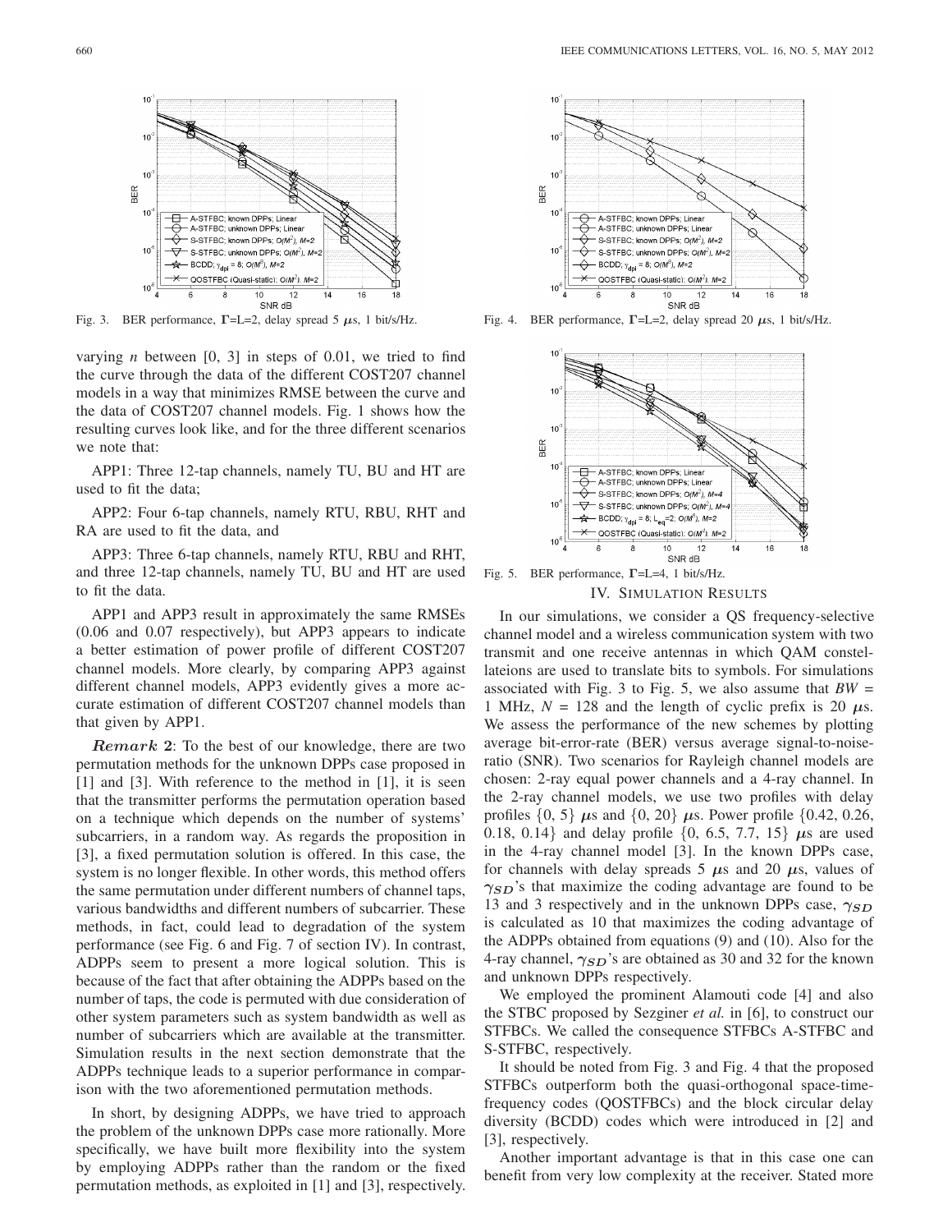Fig. 3. BER performance, $\boldsymbol{\Gamma}$=L=2, delay spread 5 $\mu$s, 1 bit/s/Hz.

Fig. 4. BER performance, $\boldsymbol{\Gamma}$=L=2, delay spread 20 $\mu$s, 1 bit/s/Hz.

Fig. 5. BER performance, $\boldsymbol{\Gamma}$=L=4, 1 bit/s/Hz.

varying $n$ between [0, 3] in steps of 0.01, we tried to find the curve through the data of the different COST207 channel models in a way that minimizes RMSE between the curve and the data of COST207 channel models. Fig. 1 shows how the resulting curves look like, and for the three different scenarios we note that:

APP1: Three 12-tap channels, namely TU, BU and HT are used to fit the data;

APP2: Four 6-tap channels, namely RTU, RBU, RHT and RA are used to fit the data, and

APP3: Three 6-tap channels, namely RTU, RBU and RHT, and three 12-tap channels, namely TU, BU and HT are used to fit the data.

APP1 and APP3 result in approximately the same RMSEs (0.06 and 0.07 respectively), but APP3 appears to indicate a better estimation of power profile of different COST207 channel models. More clearly, by comparing APP3 against different channel models, APP3 evidently gives a more accurate estimation of different COST207 channel models than that given by APP1.

***Remark 2***: To the best of our knowledge, there are two permutation methods for the unknown DPPs case proposed in [1] and [3]. With reference to the method in [1], it is seen that the transmitter performs the permutation operation based on a technique which depends on the number of systems' subcarriers, in a random way. As regards the proposition in [3], a fixed permutation solution is offered. In this case, the system is no longer flexible. In other words, this method offers the same permutation under different numbers of channel taps, various bandwidths and different numbers of subcarrier. These methods, in fact, could lead to degradation of the system performance (see Fig. 6 and Fig. 7 of section IV). In contrast, ADPPs seem to present a more logical solution. This is because of the fact that after obtaining the ADPPs based on the number of taps, the code is permuted with due consideration of other system parameters such as system bandwidth as well as number of subcarriers which are available at the transmitter. Simulation results in the next section demonstrate that the ADPPs technique leads to a superior performance in comparison with the two aforementioned permutation methods.

In short, by designing ADPPs, we have tried to approach the problem of the unknown DPPs case more rationally. More specifically, we have built more flexibility into the system by employing ADPPs rather than the random or the fixed permutation methods, as exploited in [1] and [3], respectively.

## IV. Simulation Results

In our simulations, we consider a QS frequency-selective channel model and a wireless communication system with two transmit and one receive antennas in which QAM constellateions are used to translate bits to symbols. For simulations associated with Fig. 3 to Fig. 5, we also assume that $BW$ = 1 MHz, $N$ = 128 and the length of cyclic prefix is 20 $\mu$s. We assess the performance of the new schemes by plotting average bit-error-rate (BER) versus average signal-to-noise-ratio (SNR). Two scenarios for Rayleigh channel models are chosen: 2-ray equal power channels and a 4-ray channel. In the 2-ray channel models, we use two profiles with delay profiles $\{0, 5\}$ $\mu$s and $\{0, 20\}$ $\mu$s. Power profile $\{0.42, 0.26, 0.18, 0.14\}$ and delay profile $\{0, 6.5, 7.7, 15\}$ $\mu$s are used in the 4-ray channel model [3]. In the known DPPs case, for channels with delay spreads 5 $\mu$s and 20 $\mu$s, values of $\gamma_{SD}$'s that maximize the coding advantage are found to be 13 and 3 respectively and in the unknown DPPs case, $\gamma_{SD}$ is calculated as 10 that maximizes the coding advantage of the ADPPs obtained from equations (9) and (10). Also for the 4-ray channel, $\gamma_{SD}$'s are obtained as 30 and 32 for the known and unknown DPPs respectively.

We employed the prominent Alamouti code [4] and also the STBC proposed by Sezginer *et al.* in [6], to construct our STFBCs. We called the consequence STFBCs A-STFBC and S-STFBC, respectively.

It should be noted from Fig. 3 and Fig. 4 that the proposed STFBCs outperform both the quasi-orthogonal space-time-frequency codes (QOSTFBCs) and the block circular delay diversity (BCDD) codes which were introduced in [2] and [3], respectively.

Another important advantage is that in this case one can benefit from very low complexity at the receiver. Stated more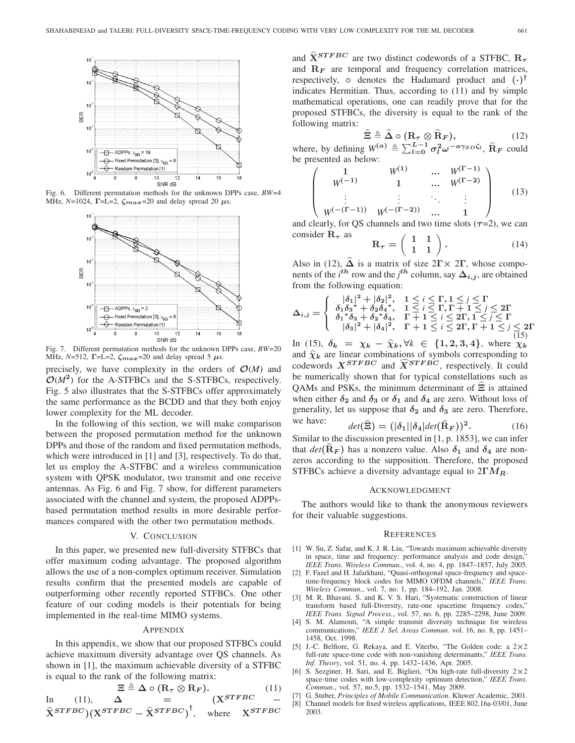10⁻¹
10⁻²
10⁻³
10⁻⁴
10⁻⁵
10⁻⁶
BER
4 6 8 10 12 14 16 18
SNR dB
ADPPs, $\gamma_{SD}$ = 19
Fixed Permutation [3], $\gamma_{SD}$ = 8
Random Permutation [1]

Fig. 6. Different permutation methods for the unknown DPPs case, *BW*=4 MHz, *N*=1024, $\Gamma$=L=2, $\zeta_{max}$=20 and delay spread 20 $\mu$s.

10⁻¹
10⁻²
10⁻³
10⁻⁴
10⁻⁵
10⁻⁶
BER
4 6 8 10 12 14 16 18
SNR dB
ADPPs, $\gamma_{SD}$ = 2
Fixed Permutation [3], $\gamma_{SD}$ = 8
Random Permutation [1]

Fig. 7. Different permutation methods for the unknown DPPs case, *BW*=20 MHz, *N*=512, $\Gamma$=L=2, $\zeta_{max}$=20 and delay spread 5 $\mu$s.

precisely, we have complexity in the orders of $\mathcal{O}(M)$ and $\mathcal{O}(M^2)$ for the A-STFBCs and the S-STFBCs, respectively. Fig. 5 also illustrates that the S-STFBCs offer approximately the same performance as the BCDD and that they both enjoy lower complexity for the ML decoder.

In the following of this section, we will make comparison between the proposed permutation method for the unknown DPPs and those of the random and fixed permutation methods, which were introduced in [1] and [3], respectively. To do that, let us employ the A-STFBC and a wireless communication system with QPSK modulator, two transmit and one receive antennas. As Fig. 6 and Fig. 7 show, for different parameters associated with the channel and system, the proposed ADPPs-based permutation method results in more desirable performances compared with the other two permutation methods.

## V. Conclusion

In this paper, we presented new full-diversity STFBCs that offer maximum coding advantage. The proposed algorithm allows the use of a non-complex optimum receiver. Simulation results confirm that the presented models are capable of outperforming other recently reported STFBCs. One other feature of our coding models is their potentials for being implemented in the real-time MIMO systems.

## Appendix

In this appendix, we show that our proposed STFBCs could achieve maximum diversity advantage over QS channels. As shown in [1], the maximum achievable diversity of a STFBC is equal to the rank of the following matrix:

$$\boldsymbol{\Xi} \triangleq \boldsymbol{\Delta} \circ (\mathbf{R}_{\boldsymbol{\tau}} \otimes \mathbf{R}_{\boldsymbol{F}}). \tag{11}$$

In (11), $\boldsymbol{\Delta} = (\mathbf{X}^{STFBC} - \widehat{\mathbf{X}}^{STFBC})(\mathbf{X}^{STFBC} - \widehat{\mathbf{X}}^{STFBC})^{\dagger}$, where $\mathbf{X}^{STFBC}$ and $\widehat{\mathbf{X}}^{STFBC}$ are two distinct codewords of a STFBC, $\mathbf{R}_{\boldsymbol{\tau}}$ and $\mathbf{R}_{\boldsymbol{F}}$ are temporal and frequency correlation matrices, respectively, $\circ$ denotes the Hadamard product and $(\cdot)^{\dagger}$ indicates Hermitian. Thus, according to (11) and by simple mathematical operations, one can readily prove that for the proposed STFBCs, the diversity is equal to the rank of the following matrix:

$$\widehat{\boldsymbol{\Xi}} \triangleq \widehat{\boldsymbol{\Delta}} \circ (\mathbf{R}_{\boldsymbol{\tau}} \otimes \widehat{\mathbf{R}}_{\boldsymbol{F}}), \tag{12}$$

where, by defining $W^{(a)} \triangleq \sum_{l=0}^{L-1} \sigma_l^2 \omega^{-a\gamma_{SD}\zeta_l}$, $\widehat{\mathbf{R}}_{\boldsymbol{F}}$ could be presented as below:

$$\begin{pmatrix} 1 & W^{(1)} & \dots & W^{(\Gamma-1)} \\ W^{(-1)} & 1 & \dots & W^{(\Gamma-2)} \\ \vdots & \vdots & \ddots & \vdots \\ W^{(-(\Gamma-1))} & W^{(-(\Gamma-2))} & \dots & 1 \end{pmatrix} \tag{13}$$

and clearly, for QS channels and two time slots ($\tau$=2), we can consider $\mathbf{R}_{\boldsymbol{\tau}}$ as

$$\mathbf{R}_{\boldsymbol{\tau}} = \begin{pmatrix} 1 & 1 \\ 1 & 1 \end{pmatrix}. \tag{14}$$

Also in (12), $\widehat{\boldsymbol{\Delta}}$ is a matrix of size $2\Gamma \times 2\Gamma$, whose components of the $i^{th}$ row and the $j^{th}$ column, say $\boldsymbol{\Delta}_{i,j}$, are obtained from the following equation:

$$\boldsymbol{\Delta}_{i,j} = \begin{cases} |\delta_1|^2 + |\delta_2|^2, & 1 \le i \le \Gamma, 1 \le j \le \Gamma \\ \delta_1\delta_3^* + \delta_2\delta_4^*, & 1 \le i \le \Gamma, \Gamma+1 \le j \le 2\Gamma \\ \delta_1^*\delta_3 + \delta_2^*\delta_4, & \Gamma+1 \le i \le 2\Gamma, 1 \le j \le \Gamma \\ |\delta_3|^2 + |\delta_4|^2, & \Gamma+1 \le i \le 2\Gamma, \Gamma+1 \le j \le 2\Gamma \end{cases} \tag{15}$$

In (15), $\delta_k = \chi_k - \widehat{\chi}_k, \forall k \in \{1,2,3,4\}$, where $\chi_k$ and $\widehat{\chi}_k$ are linear combinations of symbols corresponding to codewords $X^{STFBC}$ and $\widehat{X}^{STFBC}$, respectively. It could be numerically shown that for typical constellations such as QAMs and PSKs, the minimum determinant of $\widehat{\boldsymbol{\Xi}}$ is attained when either $\delta_2$ and $\delta_3$ or $\delta_1$ and $\delta_4$ are zero. Without loss of generality, let us suppose that $\delta_2$ and $\delta_3$ are zero. Therefore, we have:

$$det(\widehat{\boldsymbol{\Xi}}) = (|\delta_1||\delta_4|det(\widehat{\mathbf{R}}_{\boldsymbol{F}}))^2. \tag{16}$$

Similar to the discussion presented in [1, p. 1853], we can infer that $det(\widehat{\mathbf{R}}_{\boldsymbol{F}})$ has a nonzero value. Also $\delta_1$ and $\delta_4$ are nonzeros according to the supposition. Therefore, the proposed STFBCs achieve a diversity advantage equal to $2\Gamma M_R$.

## Acknowledgment

The authors would like to thank the anonymous reviewers for their valuable suggestions.

## References

[1] W. Su, Z. Safar, and K. J. R. Liu, "Towards maximum achievable diversity in space, time and frequency: performance analysis and code design," *IEEE Trans. Wireless Commun.*, vol. 4, no. 4, pp. 1847–1857, July 2005.

[2] F. Fazel and H. Jafarkhani, "Quasi-orthogonal space-frequency and space-time-frequency block codes for MIMO OFDM channels," *IEEE Trans. Wireless Commun.*, vol. 7, no. 1, pp. 184–192, Jan. 2008.

[3] M. R. Bhavani. S. and K. V. S. Hari, "Systematic construction of linear transform based full-Diversity, rate-one spacetime frequency codes," *IEEE Trans. Signal Process.*, vol. 57, no. 6, pp. 2285–2298, June 2009.

[4] S. M. Alamouti, "A simple transmit diversity technique for wireless communications," *IEEE J. Sel. Areas Commun*. vol. 16, no. 8, pp. 1451–1458, Oct. 1998.

[5] J.-C. Belfiore, G. Rekaya, and E. Viterbo, "The Golden code: a 2×2 full-rate space-time code with non-vanishing determinants," *IEEE Trans. Inf. Theory*, vol. 51, no. 4, pp. 1432–1436, Apr. 2005.

[6] S. Sezginer, H. Sari, and E. Biglieri, "On high-rate full-diversity 2×2 space-time codes with low-complexity optimum detection," *IEEE Trans. Commun*., vol. 57, no.5, pp. 1532–1541, May 2009.

[7] G. Stuber, *Principles of Mobile Communication*. Kluwer Academic, 2001.

[8] Channel models for fixed wireless applications, IEEE 802.16a-03/01, June 2003.